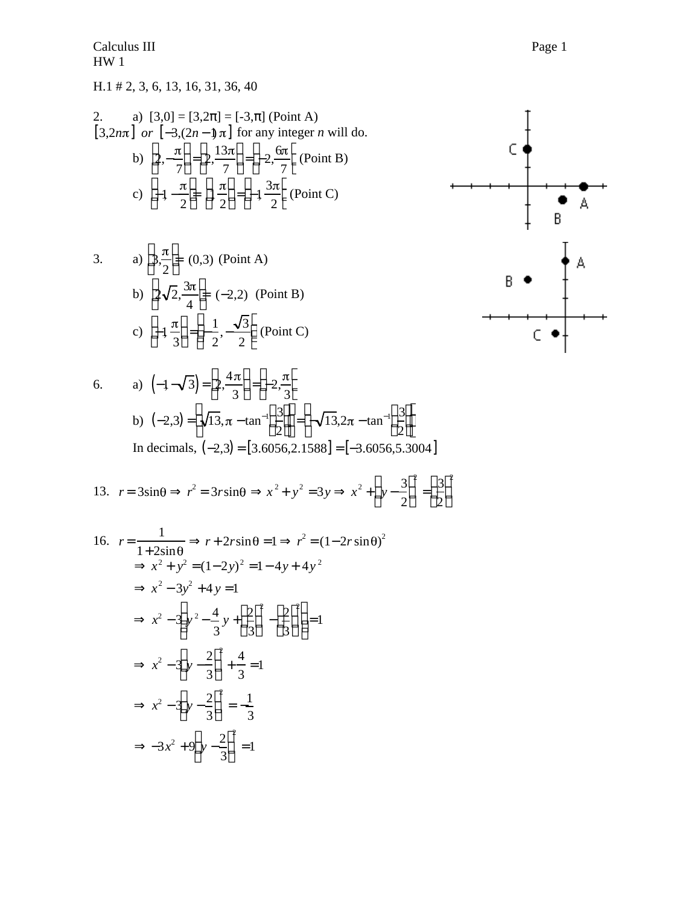Calculus III
HW 1

H.1 # 2, 3, 6, 13, 16, 31, 36, 40

2. a) $[3,0] = [3,2\pi] = [-3,\pi]$ (Point A)
$[3,2n\pi]$ *or* $[-3,(2n-1)\pi]$ for any integer *n* will do.

b) $\left[2,-\frac{\pi}{7}\right] = \left[2,\frac{13\pi}{7}\right] = \left[-2,\frac{6\pi}{7}\right]$ (Point B)

c) $\left[-1,-\frac{\pi}{2}\right] = \left[1,\frac{\pi}{2}\right] = \left[-1,\frac{3\pi}{2}\right]$ (Point C)

3. a) $\left[3,\frac{\pi}{2}\right] = (0,3)$ (Point A)

b) $\left[2\sqrt{2},\frac{3\pi}{4}\right] = (-2,2)$ (Point B)

c) $\left[-1,\frac{\pi}{3}\right] = \left(-\frac{1}{2},-\frac{\sqrt{3}}{2}\right)$ (Point C)

6. a) $\left(-1,-\sqrt{3}\right) = \left[2,\frac{4\pi}{3}\right] = \left[-2,\frac{\pi}{3}\right]$

b) $(-2,3) = \left[\sqrt{13},\pi - \tan^{-1}\left(\frac{3}{2}\right)\right] = \left[-\sqrt{13},2\pi - \tan^{-1}\left(\frac{3}{2}\right)\right]$

In decimals, $(-2,3) = [3.6056,2.1588] = [-3.6056,5.3004]$

13. $r = 3\sin\theta \Rightarrow r^2 = 3r\sin\theta \Rightarrow x^2 + y^2 = 3y \Rightarrow x^2 + \left(y - \frac{3}{2}\right)^2 = \left(\frac{3}{2}\right)^2$

16. $r = \frac{1}{1+2\sin\theta} \Rightarrow r + 2r\sin\theta = 1 \Rightarrow r^2 = (1-2r\sin\theta)^2$

$\Rightarrow x^2 + y^2 = (1-2y)^2 = 1 - 4y + 4y^2$

$\Rightarrow x^2 - 3y^2 + 4y = 1$

$\Rightarrow x^2 - 3\left(y^2 - \frac{4}{3}y + \left(\frac{2}{3}\right)^2 - \left(\frac{2}{3}\right)^2\right) = 1$

$\Rightarrow x^2 - 3\left(y - \frac{2}{3}\right)^2 + \frac{4}{3} = 1$

$\Rightarrow x^2 - 3\left(y - \frac{2}{3}\right)^2 = -\frac{1}{3}$

$\Rightarrow -3x^2 + 9\left(y - \frac{2}{3}\right)^2 = 1$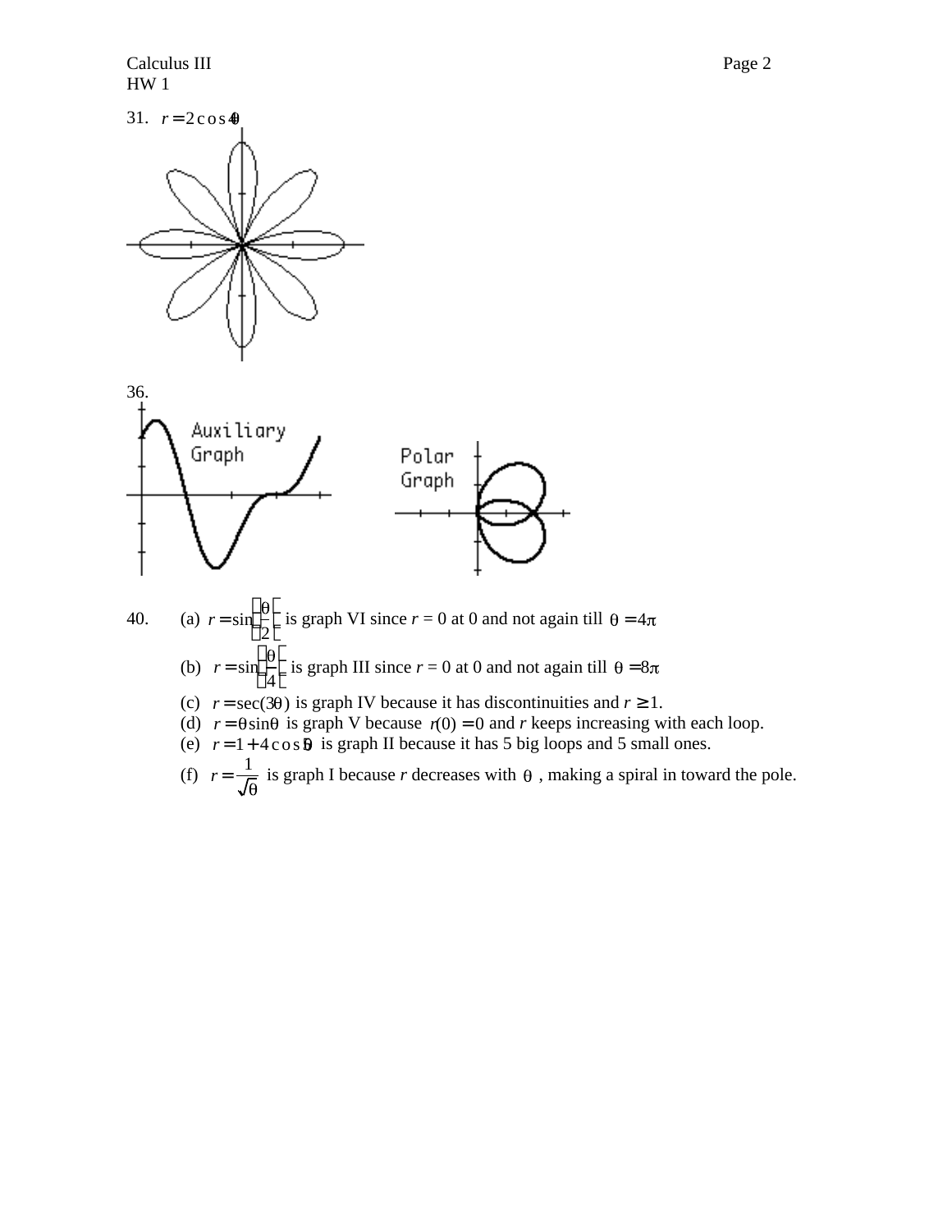31. $r = 2\cos 4\theta$

36.

Auxiliary Graph

Polar Graph

40. (a) $r = \sin\left(\frac{\theta}{2}\right)$ is graph VI since $r = 0$ at 0 and not again till $\theta = 4\pi$

(b) $r = \sin\left(\frac{\theta}{4}\right)$ is graph III since $r = 0$ at 0 and not again till $\theta = 8\pi$

(c) $r = \sec(3\theta)$ is graph IV because it has discontinuities and $r \geq 1$.

(d) $r = \theta \sin\theta$ is graph V because $r(0) = 0$ and $r$ keeps increasing with each loop.

(e) $r = 1 + 4\cos 5\theta$ is graph II because it has 5 big loops and 5 small ones.

(f) $r = \frac{1}{\sqrt{\theta}}$ is graph I because $r$ decreases with $\theta$, making a spiral in toward the pole.